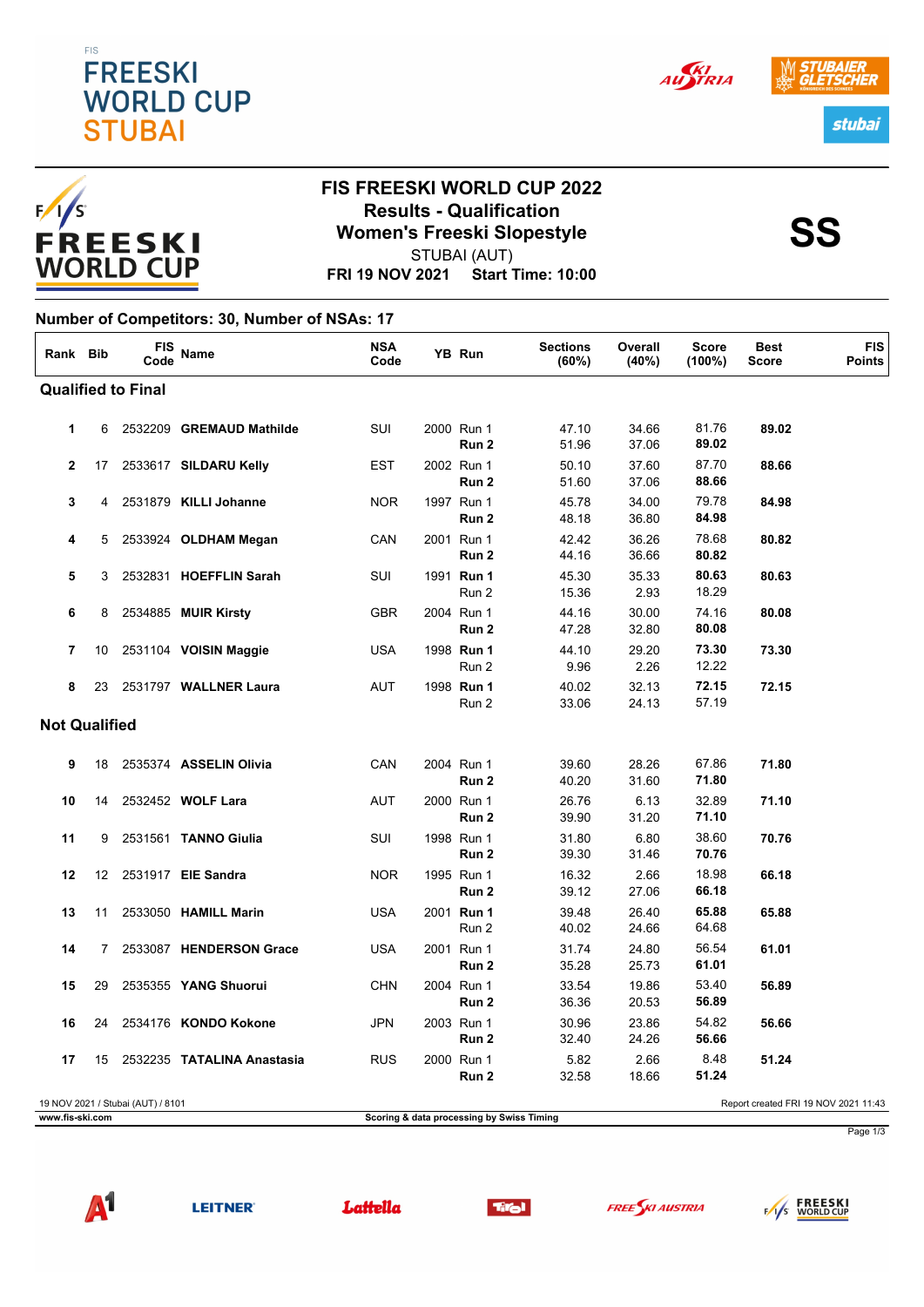FIS
# FREESKI WORLD CUP STUBAI

## FIS FREESKI WORLD CUP 2022
### Results - Qualification
### Women's Freeski Slopestyle

STUBAI (AUT)

**FRI 19 NOV 2021 Start Time: 10:00**

**SS**

**Number of Competitors: 30, Number of NSAs: 17**

| Rank | Bib | FIS Code | Name | NSA Code | YB | Run | Sections (60%) | Overall (40%) | Score (100%) | Best Score | FIS Points |
|---|---|---|---|---|---|---|---|---|---|---|---|
| **Qualified to Final** | | | | | | | | | | | |
| 1 | 6 | 2532209 | **GREMAUD Mathilde** | SUI | 2000 | Run 1 | 47.10 | 34.66 | 81.76 | **89.02** | |
| | | | | | | **Run 2** | 51.96 | 37.06 | **89.02** | | |
| 2 | 17 | 2533617 | **SILDARU Kelly** | EST | 2002 | Run 1 | 50.10 | 37.60 | 87.70 | **88.66** | |
| | | | | | | **Run 2** | 51.60 | 37.06 | **88.66** | | |
| 3 | 4 | 2531879 | **KILLI Johanne** | NOR | 1997 | Run 1 | 45.78 | 34.00 | 79.78 | **84.98** | |
| | | | | | | **Run 2** | 48.18 | 36.80 | **84.98** | | |
| 4 | 5 | 2533924 | **OLDHAM Megan** | CAN | 2001 | Run 1 | 42.42 | 36.26 | 78.68 | **80.82** | |
| | | | | | | **Run 2** | 44.16 | 36.66 | **80.82** | | |
| 5 | 3 | 2532831 | **HOEFFLIN Sarah** | SUI | 1991 | **Run 1** | 45.30 | 35.33 | **80.63** | **80.63** | |
| | | | | | | Run 2 | 15.36 | 2.93 | 18.29 | | |
| 6 | 8 | 2534885 | **MUIR Kirsty** | GBR | 2004 | Run 1 | 44.16 | 30.00 | 74.16 | **80.08** | |
| | | | | | | **Run 2** | 47.28 | 32.80 | **80.08** | | |
| 7 | 10 | 2531104 | **VOISIN Maggie** | USA | 1998 | **Run 1** | 44.10 | 29.20 | **73.30** | **73.30** | |
| | | | | | | Run 2 | 9.96 | 2.26 | 12.22 | | |
| 8 | 23 | 2531797 | **WALLNER Laura** | AUT | 1998 | **Run 1** | 40.02 | 32.13 | **72.15** | **72.15** | |
| | | | | | | Run 2 | 33.06 | 24.13 | 57.19 | | |
| **Not Qualified** | | | | | | | | | | | |
| 9 | 18 | 2535374 | **ASSELIN Olivia** | CAN | 2004 | Run 1 | 39.60 | 28.26 | 67.86 | **71.80** | |
| | | | | | | **Run 2** | 40.20 | 31.60 | **71.80** | | |
| 10 | 14 | 2532452 | **WOLF Lara** | AUT | 2000 | Run 1 | 26.76 | 6.13 | 32.89 | **71.10** | |
| | | | | | | **Run 2** | 39.90 | 31.20 | **71.10** | | |
| 11 | 9 | 2531561 | **TANNO Giulia** | SUI | 1998 | Run 1 | 31.80 | 6.80 | 38.60 | **70.76** | |
| | | | | | | **Run 2** | 39.30 | 31.46 | **70.76** | | |
| 12 | 12 | 2531917 | **EIE Sandra** | NOR | 1995 | Run 1 | 16.32 | 2.66 | 18.98 | **66.18** | |
| | | | | | | **Run 2** | 39.12 | 27.06 | **66.18** | | |
| 13 | 11 | 2533050 | **HAMILL Marin** | USA | 2001 | **Run 1** | 39.48 | 26.40 | **65.88** | **65.88** | |
| | | | | | | Run 2 | 40.02 | 24.66 | 64.68 | | |
| 14 | 7 | 2533087 | **HENDERSON Grace** | USA | 2001 | Run 1 | 31.74 | 24.80 | 56.54 | **61.01** | |
| | | | | | | **Run 2** | 35.28 | 25.73 | **61.01** | | |
| 15 | 29 | 2535355 | **YANG Shuorui** | CHN | 2004 | Run 1 | 33.54 | 19.86 | 53.40 | **56.89** | |
| | | | | | | **Run 2** | 36.36 | 20.53 | **56.89** | | |
| 16 | 24 | 2534176 | **KONDO Kokone** | JPN | 2003 | Run 1 | 30.96 | 23.86 | 54.82 | **56.66** | |
| | | | | | | **Run 2** | 32.40 | 24.26 | **56.66** | | |
| 17 | 15 | 2532235 | **TATALINA Anastasia** | RUS | 2000 | Run 1 | 5.82 | 2.66 | 8.48 | **51.24** | |
| | | | | | | **Run 2** | 32.58 | 18.66 | **51.24** | | |

19 NOV 2021 / Stubai (AUT) / 8101 — Report created FRI 19 NOV 2021 11:43

www.fis-ski.com — Scoring & data processing by Swiss Timing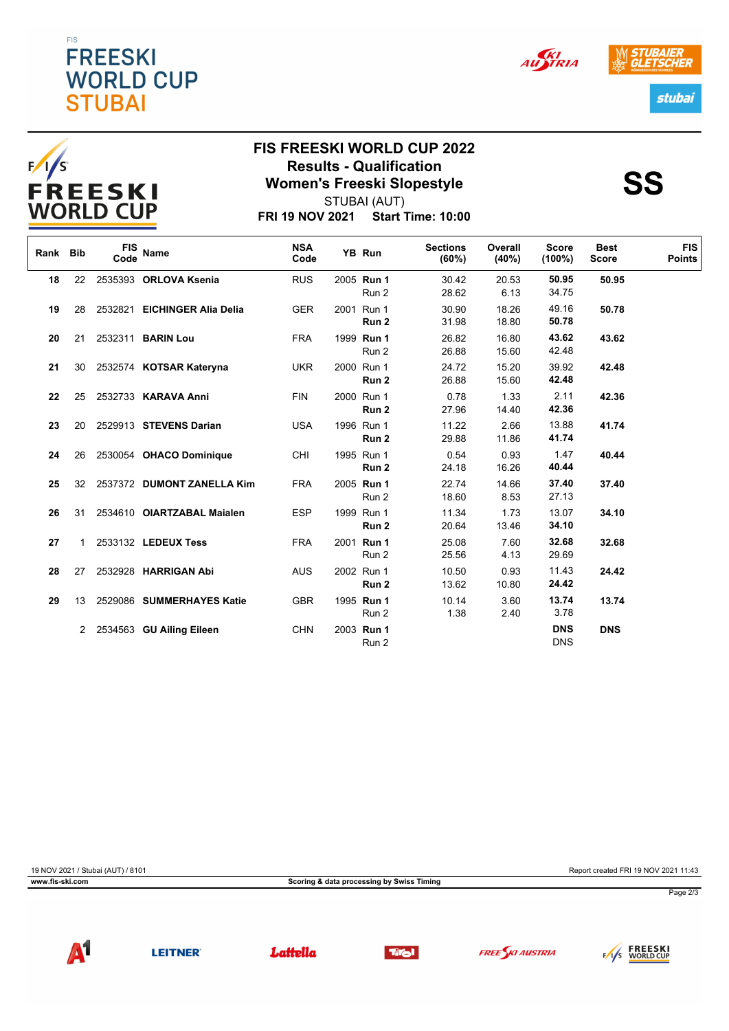FIS
# FREESKI WORLD CUP STUBAI

## FIS FREESKI WORLD CUP 2022
### Results - Qualification
### Women's Freeski Slopestyle
STUBAI (AUT)

**FRI 19 NOV 2021 Start Time: 10:00**

**SS**

| Rank | Bib | FIS Code | Name | NSA Code | YB | Run | Sections (60%) | Overall (40%) | Score (100%) | Best Score | FIS Points |
|---|---|---|---|---|---|---|---|---|---|---|---|
| **18** | 22 | 2535393 | **ORLOVA Ksenia** | RUS | 2005 | **Run 1** | 30.42 | 20.53 | **50.95** | **50.95** | |
| | | | | | | Run 2 | 28.62 | 6.13 | 34.75 | | |
| **19** | 28 | 2532821 | **EICHINGER Alia Delia** | GER | 2001 | Run 1 | 30.90 | 18.26 | 49.16 | **50.78** | |
| | | | | | | **Run 2** | 31.98 | 18.80 | **50.78** | | |
| **20** | 21 | 2532311 | **BARIN Lou** | FRA | 1999 | **Run 1** | 26.82 | 16.80 | **43.62** | **43.62** | |
| | | | | | | Run 2 | 26.88 | 15.60 | 42.48 | | |
| **21** | 30 | 2532574 | **KOTSAR Kateryna** | UKR | 2000 | Run 1 | 24.72 | 15.20 | 39.92 | **42.48** | |
| | | | | | | **Run 2** | 26.88 | 15.60 | **42.48** | | |
| **22** | 25 | 2532733 | **KARAVA Anni** | FIN | 2000 | Run 1 | 0.78 | 1.33 | 2.11 | **42.36** | |
| | | | | | | **Run 2** | 27.96 | 14.40 | **42.36** | | |
| **23** | 20 | 2529913 | **STEVENS Darian** | USA | 1996 | Run 1 | 11.22 | 2.66 | 13.88 | **41.74** | |
| | | | | | | **Run 2** | 29.88 | 11.86 | **41.74** | | |
| **24** | 26 | 2530054 | **OHACO Dominique** | CHI | 1995 | Run 1 | 0.54 | 0.93 | 1.47 | **40.44** | |
| | | | | | | **Run 2** | 24.18 | 16.26 | **40.44** | | |
| **25** | 32 | 2537372 | **DUMONT ZANELLA Kim** | FRA | 2005 | **Run 1** | 22.74 | 14.66 | **37.40** | **37.40** | |
| | | | | | | Run 2 | 18.60 | 8.53 | 27.13 | | |
| **26** | 31 | 2534610 | **OIARTZABAL Maialen** | ESP | 1999 | Run 1 | 11.34 | 1.73 | 13.07 | **34.10** | |
| | | | | | | **Run 2** | 20.64 | 13.46 | **34.10** | | |
| **27** | 1 | 2533132 | **LEDEUX Tess** | FRA | 2001 | **Run 1** | 25.08 | 7.60 | **32.68** | **32.68** | |
| | | | | | | Run 2 | 25.56 | 4.13 | 29.69 | | |
| **28** | 27 | 2532928 | **HARRIGAN Abi** | AUS | 2002 | Run 1 | 10.50 | 0.93 | 11.43 | **24.42** | |
| | | | | | | **Run 2** | 13.62 | 10.80 | **24.42** | | |
| **29** | 13 | 2529086 | **SUMMERHAYES Katie** | GBR | 1995 | **Run 1** | 10.14 | 3.60 | **13.74** | **13.74** | |
| | | | | | | Run 2 | 1.38 | 2.40 | 3.78 | | |
| | 2 | 2534563 | **GU Ailing Eileen** | CHN | 2003 | **Run 1** | | | **DNS** | **DNS** | |
| | | | | | | Run 2 | | | DNS | | |

19 NOV 2021 / Stubai (AUT) / 8101 — Report created FRI 19 NOV 2021 11:43

www.fis-ski.com — Scoring & data processing by Swiss Timing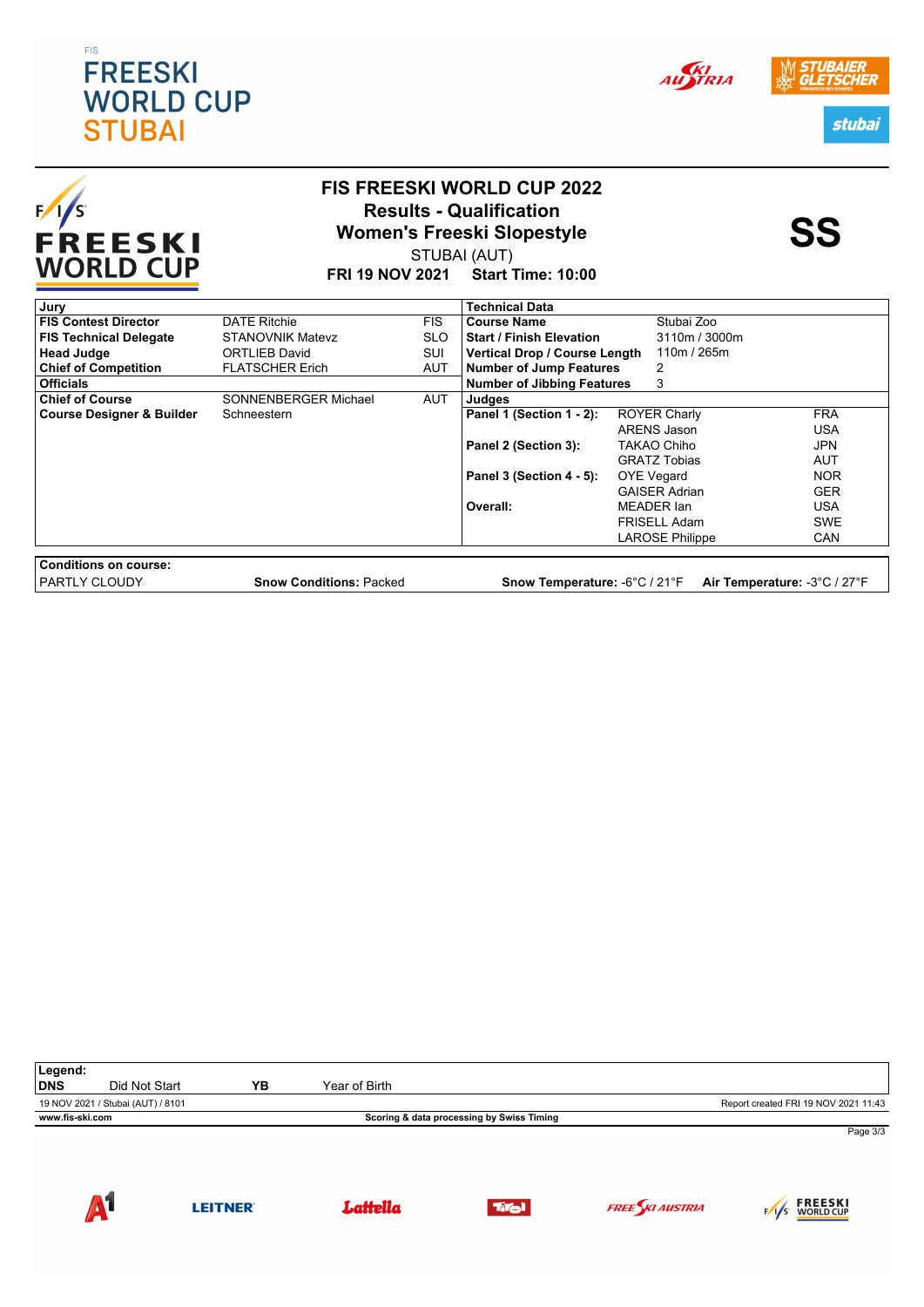FIS
# FREESKI WORLD CUP STUBAI

## FIS FREESKI WORLD CUP 2022
## Results - Qualification
## Women's Freeski Slopestyle

STUBAI (AUT)

**FRI 19 NOV 2021 Start Time: 10:00**

**SS**

| Jury | | | Technical Data | | |
| --- | --- | --- | --- | --- | --- |
| **FIS Contest Director** | DATE Ritchie | FIS | **Course Name** | Stubai Zoo | |
| **FIS Technical Delegate** | STANOVNIK Matevz | SLO | **Start / Finish Elevation** | 3110m / 3000m | |
| **Head Judge** | ORTLIEB David | SUI | **Vertical Drop / Course Length** | 110m / 265m | |
| **Chief of Competition** | FLATSCHER Erich | AUT | **Number of Jump Features** | 2 | |
| **Officials** | | | **Number of Jibbing Features** | 3 | |
| **Chief of Course** | SONNENBERGER Michael | AUT | **Judges** | | |
| **Course Designer & Builder** | Schneestern | | **Panel 1 (Section 1 - 2):** | ROYER Charly | FRA |
| | | | | ARENS Jason | USA |
| | | | **Panel 2 (Section 3):** | TAKAO Chiho | JPN |
| | | | | GRATZ Tobias | AUT |
| | | | **Panel 3 (Section 4 - 5):** | OYE Vegard | NOR |
| | | | | GAISER Adrian | GER |
| | | | **Overall:** | MEADER Ian | USA |
| | | | | FRISELL Adam | SWE |
| | | | | LAROSE Philippe | CAN |

**Conditions on course:**
PARTLY CLOUDY **Snow Conditions:** Packed **Snow Temperature:** -6°C / 21°F **Air Temperature:** -3°C / 27°F

**Legend:**
**DNS** Did Not Start **YB** Year of Birth

19 NOV 2021 / Stubai (AUT) / 8101 Report created FRI 19 NOV 2021 11:43

www.fis-ski.com Scoring & data processing by Swiss Timing